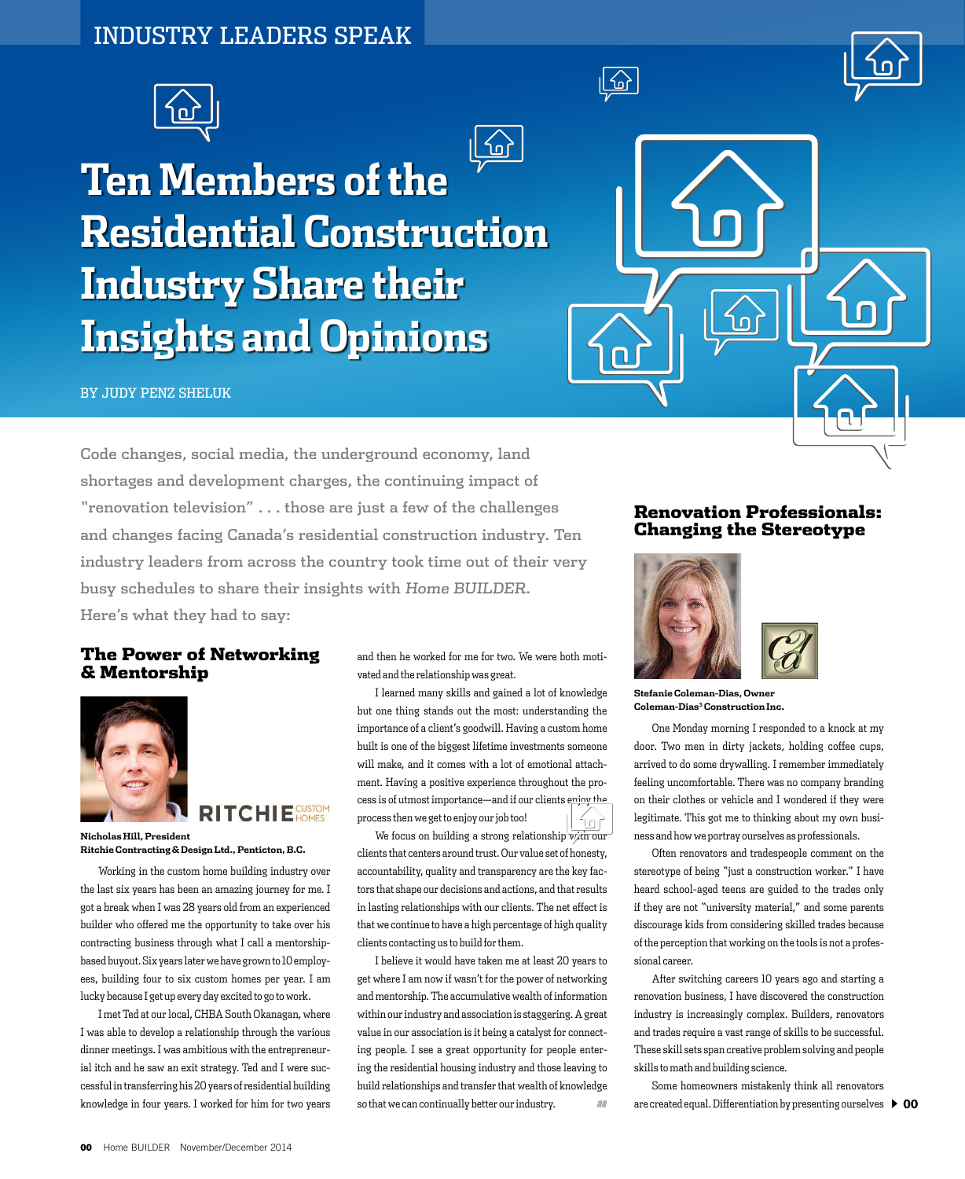INDUSTRY LEADERS SPEAK

# Ten Members of the Residential Construction Industry Share their Insights and Opinions

BY JUDY PENZ SHELUK

Code changes, social media, the underground economy, land shortages and development charges, the continuing impact of "renovation television" . . . those are just a few of the challenges and changes facing Canada's residential construction industry. Ten industry leaders from across the country took time out of their very busy schedules to share their insights with *Home BUILDER*. Here's what they had to say:

## The Power of Networking & Mentorship

**Nicholas Hill, President**
**Ritchie Contracting & Design Ltd., Penticton, B.C.**

Working in the custom home building industry over the last six years has been an amazing journey for me. I got a break when I was 28 years old from an experienced builder who offered me the opportunity to take over his contracting business through what I call a mentorship-based buyout. Six years later we have grown to 10 employees, building four to six custom homes per year. I am lucky because I get up every day excited to go to work.

I met Ted at our local, CHBA South Okanagan, where I was able to develop a relationship through the various dinner meetings. I was ambitious with the entrepreneurial itch and he saw an exit strategy. Ted and I were successful in transferring his 20 years of residential building knowledge in four years. I worked for him for two years and then he worked for me for two. We were both motivated and the relationship was great.

I learned many skills and gained a lot of knowledge but one thing stands out the most: understanding the importance of a client's goodwill. Having a custom home built is one of the biggest lifetime investments someone will make, and it comes with a lot of emotional attachment. Having a positive experience throughout the process is of utmost importance—and if our clients enjoy the process then we get to enjoy our job too!

We focus on building a strong relationship with our clients that centers around trust. Our value set of honesty, accountability, quality and transparency are the key factors that shape our decisions and actions, and that results in lasting relationships with our clients. The net effect is that we continue to have a high percentage of high quality clients contacting us to build for them.

I believe it would have taken me at least 20 years to get where I am now if wasn't for the power of networking and mentorship. The accumulative wealth of information within our industry and association is staggering. A great value in our association is it being a catalyst for connecting people. I see a great opportunity for people entering the residential housing industry and those leaving to build relationships and transfer that wealth of knowledge so that we can continually better our industry.

## Renovation Professionals: Changing the Stereotype

**Stefanie Coleman-Dias, Owner**
**Coleman-Dias[3] Construction Inc.**

One Monday morning I responded to a knock at my door. Two men in dirty jackets, holding coffee cups, arrived to do some drywalling. I remember immediately feeling uncomfortable. There was no company branding on their clothes or vehicle and I wondered if they were legitimate. This got me to thinking about my own business and how we portray ourselves as professionals.

Often renovators and tradespeople comment on the stereotype of being "just a construction worker." I have heard school-aged teens are guided to the trades only if they are not "university material," and some parents discourage kids from considering skilled trades because of the perception that working on the tools is not a professional career.

After switching careers 10 years ago and starting a renovation business, I have discovered the construction industry is increasingly complex. Builders, renovators and trades require a vast range of skills to be successful. These skill sets span creative problem solving and people skills to math and building science.

Some homeowners mistakenly think all renovators are created equal. Differentiation by presenting ourselves ▶ 00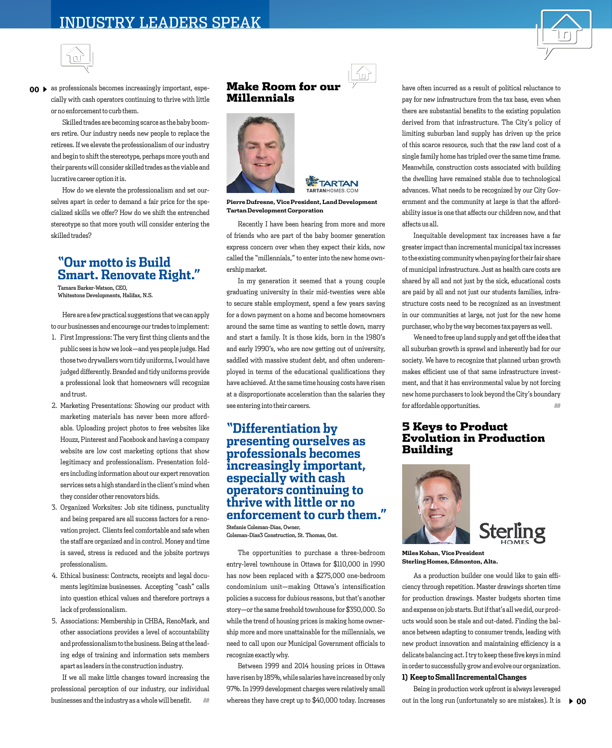as professionals becomes increasingly important, especially with cash operators continuing to thrive with little or no enforcement to curb them.

Skilled trades are becoming scarce as the baby boomers retire. Our industry needs new people to replace the retirees. If we elevate the professionalism of our industry and begin to shift the stereotype, perhaps more youth and their parents will consider skilled trades as the viable and lucrative career option it is.

How do we elevate the professionalism and set ourselves apart in order to demand a fair price for the specialized skills we offer? How do we shift the entrenched stereotype so that more youth will consider entering the skilled trades?

## "Our motto is Build Smart. Renovate Right."

Tamara Barker-Watson, CEO,
Whitestone Developments, Halifax, N.S.

Here are a few practical suggestions that we can apply to our businesses and encourage our trades to implement:

1. First Impressions: The very first thing clients and the public sees is how we look—and yes people judge. Had those two drywallers worn tidy uniforms, I would have judged differently. Branded and tidy uniforms provide a professional look that homeowners will recognize and trust.
2. Marketing Presentations: Showing our product with marketing materials has never been more affordable. Uploading project photos to free websites like Houzz, Pinterest and Facebook and having a company website are low cost marketing options that show legitimacy and professionalism. Presentation folders including information about our expert renovation services sets a high standard in the client's mind when they consider other renovators bids.
3. Organized Worksites: Job site tidiness, punctuality and being prepared are all success factors for a renovation project. Clients feel comfortable and safe when the staff are organized and in control. Money and time is saved, stress is reduced and the jobsite portrays professionalism.
4. Ethical business: Contracts, receipts and legal documents legitimize businesses. Accepting "cash" calls into question ethical values and therefore portrays a lack of professionalism.
5. Associations: Membership in CHBA, RenoMark, and other associations provides a level of accountability and professionalism to the business. Being at the leading edge of training and information sets members apart as leaders in the construction industry.

If we all make little changes toward increasing the professional perception of our industry, our individual businesses and the industry as a whole will benefit.

## Make Room for our Millennials

**Pierre Dufresne, Vice President, Land Development**
**Tartan Development Corporation**

Recently I have been hearing from more and more of friends who are part of the baby boomer generation express concern over when they expect their kids, now called the "millennials," to enter into the new home ownership market.

In my generation it seemed that a young couple graduating university in their mid-twenties were able to secure stable employment, spend a few years saving for a down payment on a home and become homeowners around the same time as wanting to settle down, marry and start a family. It is those kids, born in the 1980's and early 1990's, who are now getting out of university, saddled with massive student debt, and often underemployed in terms of the educational qualifications they have achieved. At the same time housing costs have risen at a disproportionate acceleration than the salaries they see entering into their careers.

## "Differentiation by presenting ourselves as professionals becomes increasingly important, especially with cash operators continuing to thrive with little or no enforcement to curb them."

Stefanie Coleman-Dias, Owner,
Coleman-Dias3 Construction, St. Thomas, Ont.

The opportunities to purchase a three-bedroom entry-level townhouse in Ottawa for $110,000 in 1990 has now been replaced with a $275,000 one-bedroom condominium unit—making Ottawa's intensification policies a success for dubious reasons, but that's another story—or the same freehold townhouse for $350,000. So while the trend of housing prices is making home ownership more and more unattainable for the millennials, we need to call upon our Municipal Government officials to recognize exactly why.

Between 1999 and 2014 housing prices in Ottawa have risen by 185%, while salaries have increased by only 97%. In 1999 development charges were relatively small whereas they have crept up to $40,000 today. Increases have often incurred as a result of political reluctance to pay for new infrastructure from the tax base, even when there are substantial benefits to the existing population derived from that infrastructure. The City's policy of limiting suburban land supply has driven up the price of this scarce resource, such that the raw land cost of a single family home has tripled over the same time frame. Meanwhile, construction costs associated with building the dwelling have remained stable due to technological advances. What needs to be recognized by our City Government and the community at large is that the affordability issue is one that affects our children now, and that affects us all.

Inequitable development tax increases have a far greater impact than incremental municipal tax increases to the existing community when paying for their fair share of municipal infrastructure. Just as health care costs are shared by all and not just by the sick, educational costs are paid by all and not just our students families, infrastructure costs need to be recognized as an investment in our communities at large, not just for the new home purchaser, who by the way becomes tax payers as well.

We need to free up land supply and get off the idea that all suburban growth is sprawl and inherently bad for our society. We have to recognize that planned urban growth makes efficient use of that same infrastructure investment, and that it has environmental value by not forcing new home purchasers to look beyond the City's boundary for affordable opportunities.

## 5 Keys to Product Evolution in Production Building

**Miles Kohan, Vice President**
**Sterling Homes, Edmonton, Alta.**

As a production builder one would like to gain efficiency through repetition. Master drawings shorten time for production drawings. Master budgets shorten time and expense on job starts. But if that's all we did, our products would soon be stale and out-dated. Finding the balance between adapting to consumer trends, leading with new product innovation and maintaining efficiency is a delicate balancing act. I try to keep these five keys in mind in order to successfully grow and evolve our organization.

**1) Keep to Small Incremental Changes**

Being in production work upfront is always leveraged out in the long run (unfortunately so are mistakes). It is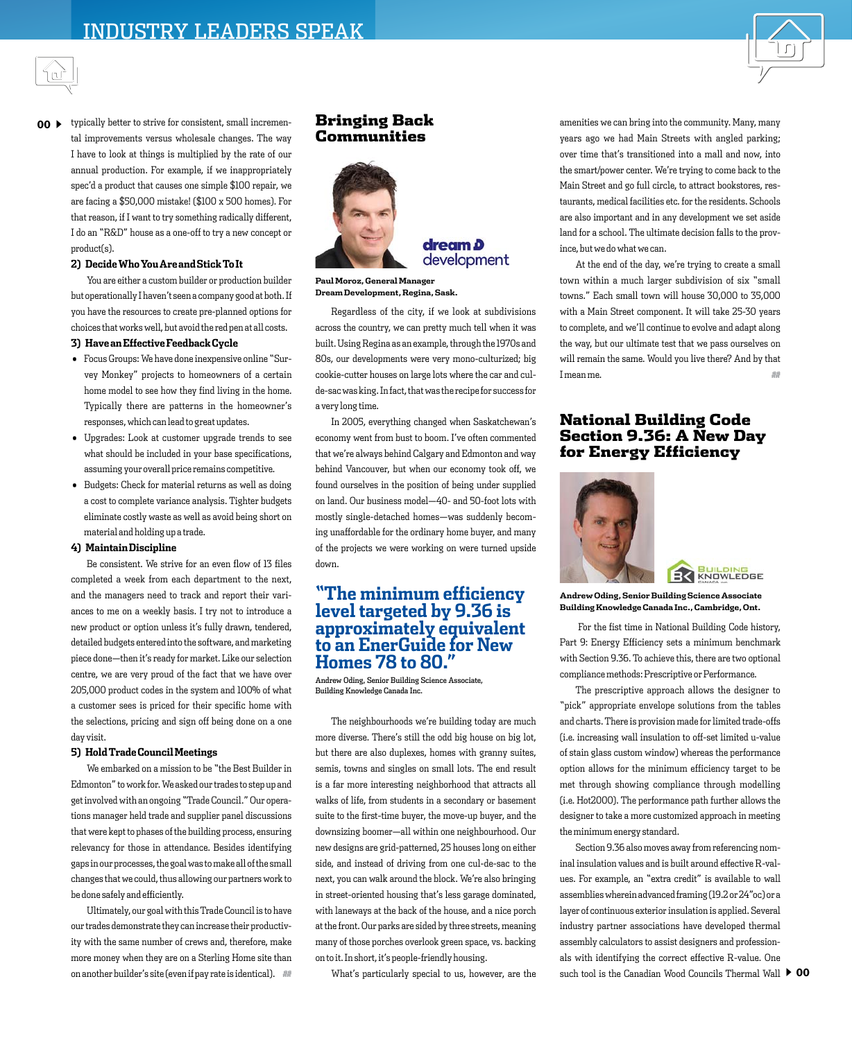typically better to strive for consistent, small incremental improvements versus wholesale changes. The way I have to look at things is multiplied by the rate of our annual production. For example, if we inappropriately spec'd a product that causes one simple $100 repair, we are facing a $50,000 mistake! ($100 x 500 homes). For that reason, if I want to try something radically different, I do an "R&D" house as a one-off to try a new concept or product(s).

**2) Decide Who You Are and Stick To It**

You are either a custom builder or production builder but operationally I haven't seen a company good at both. If you have the resources to create pre-planned options for choices that works well, but avoid the red pen at all costs.

**3) Have an Effective Feedback Cycle**

- Focus Groups: We have done inexpensive online "Survey Monkey" projects to homeowners of a certain home model to see how they find living in the home. Typically there are patterns in the homeowner's responses, which can lead to great updates.
- Upgrades: Look at customer upgrade trends to see what should be included in your base specifications, assuming your overall price remains competitive.
- Budgets: Check for material returns as well as doing a cost to complete variance analysis. Tighter budgets eliminate costly waste as well as avoid being short on material and holding up a trade.

**4) Maintain Discipline**

Be consistent. We strive for an even flow of 13 files completed a week from each department to the next, and the managers need to track and report their variances to me on a weekly basis. I try not to introduce a new product or option unless it's fully drawn, tendered, detailed budgets entered into the software, and marketing piece done—then it's ready for market. Like our selection centre, we are very proud of the fact that we have over 205,000 product codes in the system and 100% of what a customer sees is priced for their specific home with the selections, pricing and sign off being done on a one day visit.

**5) Hold Trade Council Meetings**

We embarked on a mission to be "the Best Builder in Edmonton" to work for. We asked our trades to step up and get involved with an ongoing "Trade Council." Our operations manager held trade and supplier panel discussions that were kept to phases of the building process, ensuring relevancy for those in attendance. Besides identifying gaps in our processes, the goal was to make all of the small changes that we could, thus allowing our partners work to be done safely and efficiently.

Ultimately, our goal with this Trade Council is to have our trades demonstrate they can increase their productivity with the same number of crews and, therefore, make more money when they are on a Sterling Home site than on another builder's site (even if pay rate is identical).

## Bringing Back Communities

dream development

**Paul Moroz, General Manager**
**Dream Development, Regina, Sask.**

Regardless of the city, if we look at subdivisions across the country, we can pretty much tell when it was built. Using Regina as an example, through the 1970s and 80s, our developments were very mono-culturized; big cookie-cutter houses on large lots where the car and cul-de-sac was king. In fact, that was the recipe for success for a very long time.

In 2005, everything changed when Saskatchewan's economy went from bust to boom. I've often commented that we're always behind Calgary and Edmonton and way behind Vancouver, but when our economy took off, we found ourselves in the position of being under supplied on land. Our business model—40- and 50-foot lots with mostly single-detached homes—was suddenly becoming unaffordable for the ordinary home buyer, and many of the projects we were working on were turned upside down.

> **"The minimum efficiency level targeted by 9.36 is approximately equivalent to an EnerGuide for New Homes 78 to 80."**
>
> Andrew Oding, Senior Building Science Associate, Building Knowledge Canada Inc.

The neighbourhoods we're building today are much more diverse. There's still the odd big house on big lot, but there are also duplexes, homes with granny suites, semis, towns and singles on small lots. The end result is a far more interesting neighborhood that attracts all walks of life, from students in a secondary or basement suite to the first-time buyer, the move-up buyer, and the downsizing boomer—all within one neighbourhood. Our new designs are grid-patterned, 25 houses long on either side, and instead of driving from one cul-de-sac to the next, you can walk around the block. We're also bringing in street-oriented housing that's less garage dominated, with laneways at the back of the house, and a nice porch at the front. Our parks are sided by three streets, meaning many of those porches overlook green space, vs. backing on to it. In short, it's people-friendly housing.

What's particularly special to us, however, are the amenities we can bring into the community. Many, many years ago we had Main Streets with angled parking; over time that's transitioned into a mall and now, into the smart/power center. We're trying to come back to the Main Street and go full circle, to attract bookstores, restaurants, medical facilities etc. for the residents. Schools are also important and in any development we set aside land for a school. The ultimate decision falls to the province, but we do what we can.

At the end of the day, we're trying to create a small town within a much larger subdivision of six "small towns." Each small town will house 30,000 to 35,000 with a Main Street component. It will take 25-30 years to complete, and we'll continue to evolve and adapt along the way, but our ultimate test that we pass ourselves on will remain the same. Would you live there? And by that I mean me.

## National Building Code Section 9.36: A New Day for Energy Efficiency

Building Knowledge Canada Inc.

**Andrew Oding, Senior Building Science Associate**
**Building Knowledge Canada Inc., Cambridge, Ont.**

For the fist time in National Building Code history, Part 9: Energy Efficiency sets a minimum benchmark with Section 9.36. To achieve this, there are two optional compliance methods: Prescriptive or Performance.

The prescriptive approach allows the designer to "pick" appropriate envelope solutions from the tables and charts. There is provision made for limited trade-offs (i.e. increasing wall insulation to off-set limited u-value of stain glass custom window) whereas the performance option allows for the minimum efficiency target to be met through showing compliance through modelling (i.e. Hot2000). The performance path further allows the designer to take a more customized approach in meeting the minimum energy standard.

Section 9.36 also moves away from referencing nominal insulation values and is built around effective R-values. For example, an "extra credit" is available to wall assemblies wherein advanced framing (19.2 or 24"oc) or a layer of continuous exterior insulation is applied. Several industry partner associations have developed thermal assembly calculators to assist designers and professionals with identifying the correct effective R-value. One such tool is the Canadian Wood Councils Thermal Wall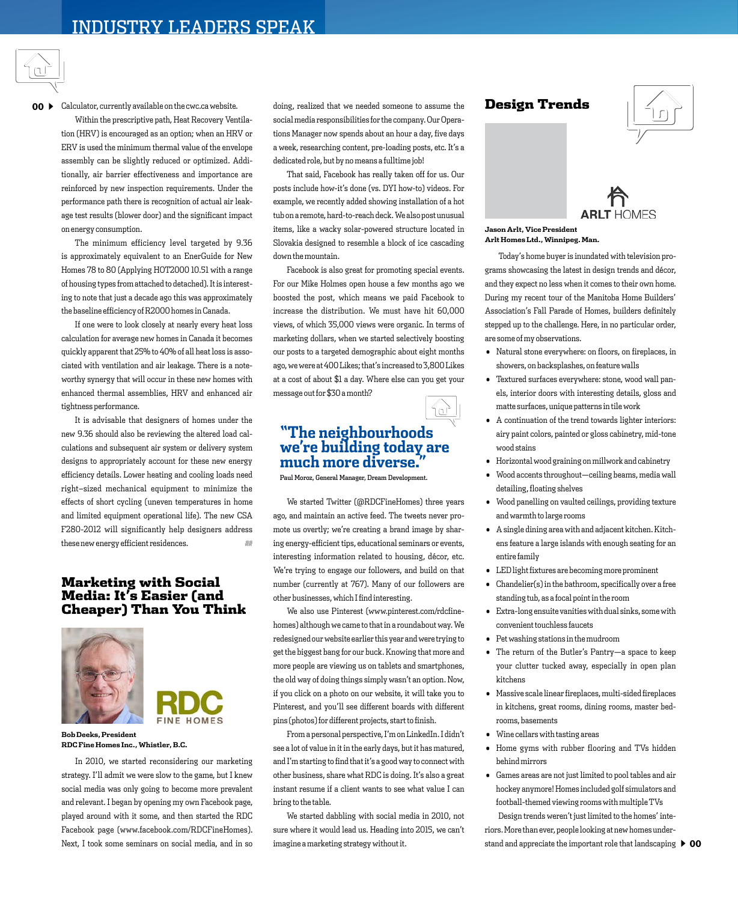Calculator, currently available on the cwc.ca website.

Within the prescriptive path, Heat Recovery Ventilation (HRV) is encouraged as an option; when an HRV or ERV is used the minimum thermal value of the envelope assembly can be slightly reduced or optimized. Additionally, air barrier effectiveness and importance are reinforced by new inspection requirements. Under the performance path there is recognition of actual air leakage test results (blower door) and the significant impact on energy consumption.

The minimum efficiency level targeted by 9.36 is approximately equivalent to an EnerGuide for New Homes 78 to 80 (Applying HOT2000 10.51 with a range of housing types from attached to detached). It is interesting to note that just a decade ago this was approximately the baseline efficiency of R2000 homes in Canada.

If one were to look closely at nearly every heat loss calculation for average new homes in Canada it becomes quickly apparent that 25% to 40% of all heat loss is associated with ventilation and air leakage. There is a noteworthy synergy that will occur in these new homes with enhanced thermal assemblies, HRV and enhanced air tightness performance.

It is advisable that designers of homes under the new 9.36 should also be reviewing the altered load calculations and subsequent air system or delivery system designs to appropriately account for these new energy efficiency details. Lower heating and cooling loads need right–sized mechanical equipment to minimize the effects of short cycling (uneven temperatures in home and limited equipment operational life). The new CSA F280-2012 will significantly help designers address these new energy efficient residences.

## Marketing with Social Media: It's Easier (and Cheaper) Than You Think

**Bob Deeks, President**
**RDC Fine Homes Inc., Whistler, B.C.**

In 2010, we started reconsidering our marketing strategy. I'll admit we were slow to the game, but I knew social media was only going to become more prevalent and relevant. I began by opening my own Facebook page, played around with it some, and then started the RDC Facebook page (www.facebook.com/RDCFineHomes). Next, I took some seminars on social media, and in so doing, realized that we needed someone to assume the social media responsibilities for the company. Our Operations Manager now spends about an hour a day, five days a week, researching content, pre-loading posts, etc. It's a dedicated role, but by no means a fulltime job!

That said, Facebook has really taken off for us. Our posts include how-it's done (vs. DYI how-to) videos. For example, we recently added showing installation of a hot tub on a remote, hard-to-reach deck. We also post unusual items, like a wacky solar-powered structure located in Slovakia designed to resemble a block of ice cascading down the mountain.

Facebook is also great for promoting special events. For our Mike Holmes open house a few months ago we boosted the post, which means we paid Facebook to increase the distribution. We must have hit 60,000 views, of which 35,000 views were organic. In terms of marketing dollars, when we started selectively boosting our posts to a targeted demographic about eight months ago, we were at 400 Likes; that's increased to 3,800 Likes at a cost of about $1 a day. Where else can you get your message out for $30 a month?

> **"The neighbourhoods we're building today are much more diverse."**
> Paul Moroz, General Manager, Dream Development.

We started Twitter (@RDCFineHomes) three years ago, and maintain an active feed. The tweets never promote us overtly; we're creating a brand image by sharing energy-efficient tips, educational seminars or events, interesting information related to housing, décor, etc. We're trying to engage our followers, and build on that number (currently at 767). Many of our followers are other businesses, which I find interesting.

We also use Pinterest (www.pinterest.com/rdcfinehomes) although we came to that in a roundabout way. We redesigned our website earlier this year and were trying to get the biggest bang for our buck. Knowing that more and more people are viewing us on tablets and smartphones, the old way of doing things simply wasn't an option. Now, if you click on a photo on our website, it will take you to Pinterest, and you'll see different boards with different pins (photos) for different projects, start to finish.

From a personal perspective, I'm on LinkedIn. I didn't see a lot of value in it in the early days, but it has matured, and I'm starting to find that it's a good way to connect with other business, share what RDC is doing. It's also a great instant resume if a client wants to see what value I can bring to the table.

We started dabbling with social media in 2010, not sure where it would lead us. Heading into 2015, we can't imagine a marketing strategy without it.

## Design Trends

**Jason Arlt, Vice President**
**Arlt Homes Ltd., Winnipeg. Man.**

Today's home buyer is inundated with television programs showcasing the latest in design trends and décor, and they expect no less when it comes to their own home. During my recent tour of the Manitoba Home Builders' Association's Fall Parade of Homes, builders definitely stepped up to the challenge. Here, in no particular order, are some of my observations.

- Natural stone everywhere: on floors, on fireplaces, in showers, on backsplashes, on feature walls
- Textured surfaces everywhere: stone, wood wall panels, interior doors with interesting details, gloss and matte surfaces, unique patterns in tile work
- A continuation of the trend towards lighter interiors: airy paint colors, painted or gloss cabinetry, mid-tone wood stains
- Horizontal wood graining on millwork and cabinetry
- Wood accents throughout—ceiling beams, media wall detailing, floating shelves
- Wood panelling on vaulted ceilings, providing texture and warmth to large rooms
- A single dining area with and adjacent kitchen. Kitchens feature a large islands with enough seating for an entire family
- LED light fixtures are becoming more prominent
- Chandelier(s) in the bathroom, specifically over a free standing tub, as a focal point in the room
- Extra-long ensuite vanities with dual sinks, some with convenient touchless faucets
- Pet washing stations in the mudroom
- The return of the Butler's Pantry—a space to keep your clutter tucked away, especially in open plan kitchens
- Massive scale linear fireplaces, multi-sided fireplaces in kitchens, great rooms, dining rooms, master bedrooms, basements
- Wine cellars with tasting areas
- Home gyms with rubber flooring and TVs hidden behind mirrors
- Games areas are not just limited to pool tables and air hockey anymore! Homes included golf simulators and football-themed viewing rooms with multiple TVs

Design trends weren't just limited to the homes' interiors. More than ever, people looking at new homes understand and appreciate the important role that landscaping ▶ 00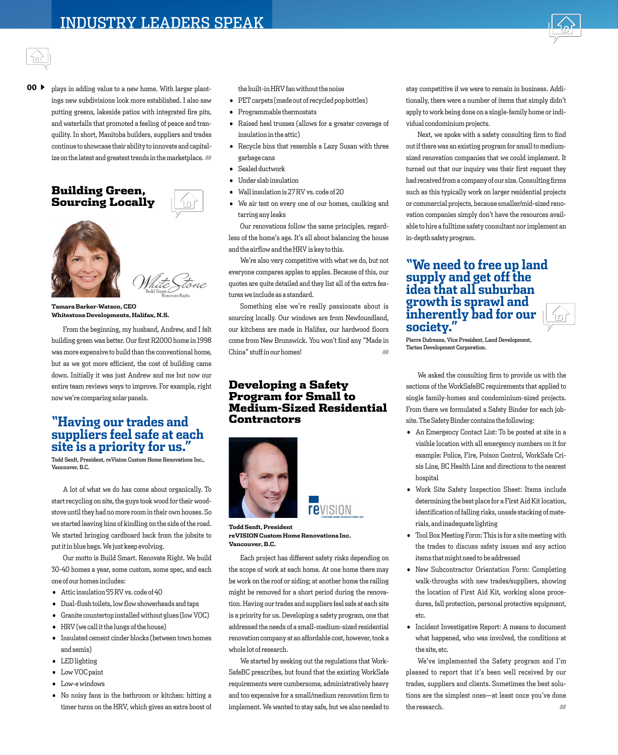plays in adding value to a new home. With larger plantings new subdivisions look more established. I also saw putting greens, lakeside patios with integrated fire pits, and waterfalls that promoted a feeling of peace and tranquility. In short, Manitoba builders, suppliers and trades continue to showcase their ability to innovate and capitalize on the latest and greatest trends in the marketplace.

## Building Green, Sourcing Locally

**Tamara Barker-Watson, CEO**
**Whitestone Developments, Halifax, N.S.**

From the beginning, my husband, Andrew, and I felt building green was better. Our first R2000 home in 1998 was more expensive to build than the conventional home, but as we got more efficient, the cost of building came down. Initially it was just Andrew and me but now our entire team reviews ways to improve. For example, right now we're comparing solar panels.

## "Having our trades and suppliers feel safe at each site is a priority for us."

Todd Senft, President, reVision Custom Home Renovations Inc., Vancouver, B.C.

A lot of what we do has come about organically. To start recycling on site, the guys took wood for their woodstove until they had no more room in their own houses. So we started leaving bins of kindling on the side of the road. We started bringing cardboard back from the jobsite to put it in blue bags. We just keep evolving.

Our motto is Build Smart. Renovate Right. We build 30-40 homes a year, some custom, some spec, and each one of our homes includes:

- Attic insulation 55 RV vs. code of 40
- Dual-flush toilets, low flow showerheads and taps
- Granite countertop installed without glues (low VOC)
- HRV (we call it the lungs of the house)
- Insulated cement cinder blocks (between town homes and semis)
- LED lighting
- Low VOC paint
- Low-e windows
- No noisy fans in the bathroom or kitchen: hitting a timer turns on the HRV, which gives an extra boost of the built-in HRV fan without the noise
- PET carpets (made out of recycled pop bottles)
- Programmable thermostats
- Raised heel trusses (allows for a greater coverage of insulation in the attic)
- Recycle bins that resemble a Lazy Susan with three garbage cans
- Sealed ductwork
- Under slab insulation
- Wall insulation is 27 RV vs. code of 20
- We air test on every one of our homes, caulking and tarring any leaks

Our renovations follow the same principles, regardless of the home's age. It's all about balancing the house and the airflow and the HRV is key to this.

We're also very competitive with what we do, but not everyone compares apples to apples. Because of this, our quotes are quite detailed and they list all of the extra features we include as a standard.

Something else we're really passionate about is sourcing locally. Our windows are from Newfoundland, our kitchens are made in Halifax, our hardwood floors come from New Brunswick. You won't find any "Made in China" stuff in our homes!

## Developing a Safety Program for Small to Medium-Sized Residential Contractors

**Todd Senft, President**
**reVISION Custom Home Renovations Inc.**
**Vancouver, B.C.**

Each project has different safety risks depending on the scope of work at each home. At one home there may be work on the roof or siding; at another home the railing might be removed for a short period during the renovation. Having our trades and suppliers feel safe at each site is a priority for us. Developing a safety program, one that addressed the needs of a small-medium-sized residential renovation company at an affordable cost, however, took a whole lot of research.

We started by seeking out the regulations that WorkSafeBC prescribes, but found that the existing WorkSafe requirements were cumbersome, administratively heavy and too expensive for a small/medium renovation firm to implement. We wanted to stay safe, but we also needed to stay competitive if we were to remain in business. Additionally, there were a number of items that simply didn't apply to work being done on a single-family home or individual condominium projects.

Next, we spoke with a safety consulting firm to find out if there was an existing program for small to medium-sized renovation companies that we could implement. It turned out that our inquiry was their first request they had received from a company of our size. Consulting firms such as this typically work on larger residential projects or commercial projects, because smaller/mid-sized renovation companies simply don't have the resources available to hire a fulltime safety consultant nor implement an in-depth safety program.

## "We need to free up land supply and get off the idea that all suburban growth is sprawl and inherently bad for our society."

Pierre Dufresne, Vice President, Land Development, Tartan Development Corporation.

We asked the consulting firm to provide us with the sections of the WorkSafeBC requirements that applied to single family-homes and condominium-sized projects. From there we formulated a Safety Binder for each jobsite. The Safety Binder contains the following:

- An Emergency Contact List: To be posted at site in a visible location with all emergency numbers on it for example: Police, Fire, Poison Control, WorkSafe Crisis Line, BC Health Line and directions to the nearest hospital
- Work Site Safety Inspection Sheet: Items include determining the best place for a First Aid Kit location, identification of falling risks, unsafe stacking of materials, and inadequate lighting
- Tool Box Meeting Form: This is for a site meeting with the trades to discuss safety issues and any action items that might need to be addressed
- New Subcontractor Orientation Form: Completing walk-throughs with new trades/suppliers, showing the location of First Aid Kit, working alone procedures, fall protection, personal protective equipment, etc.
- Incident Investigative Report: A means to document what happened, who was involved, the conditions at the site, etc.

We've implemented the Safety program and I'm pleased to report that it's been well received by our trades, suppliers and clients. Sometimes the best solutions are the simplest ones—at least once you've done the research.